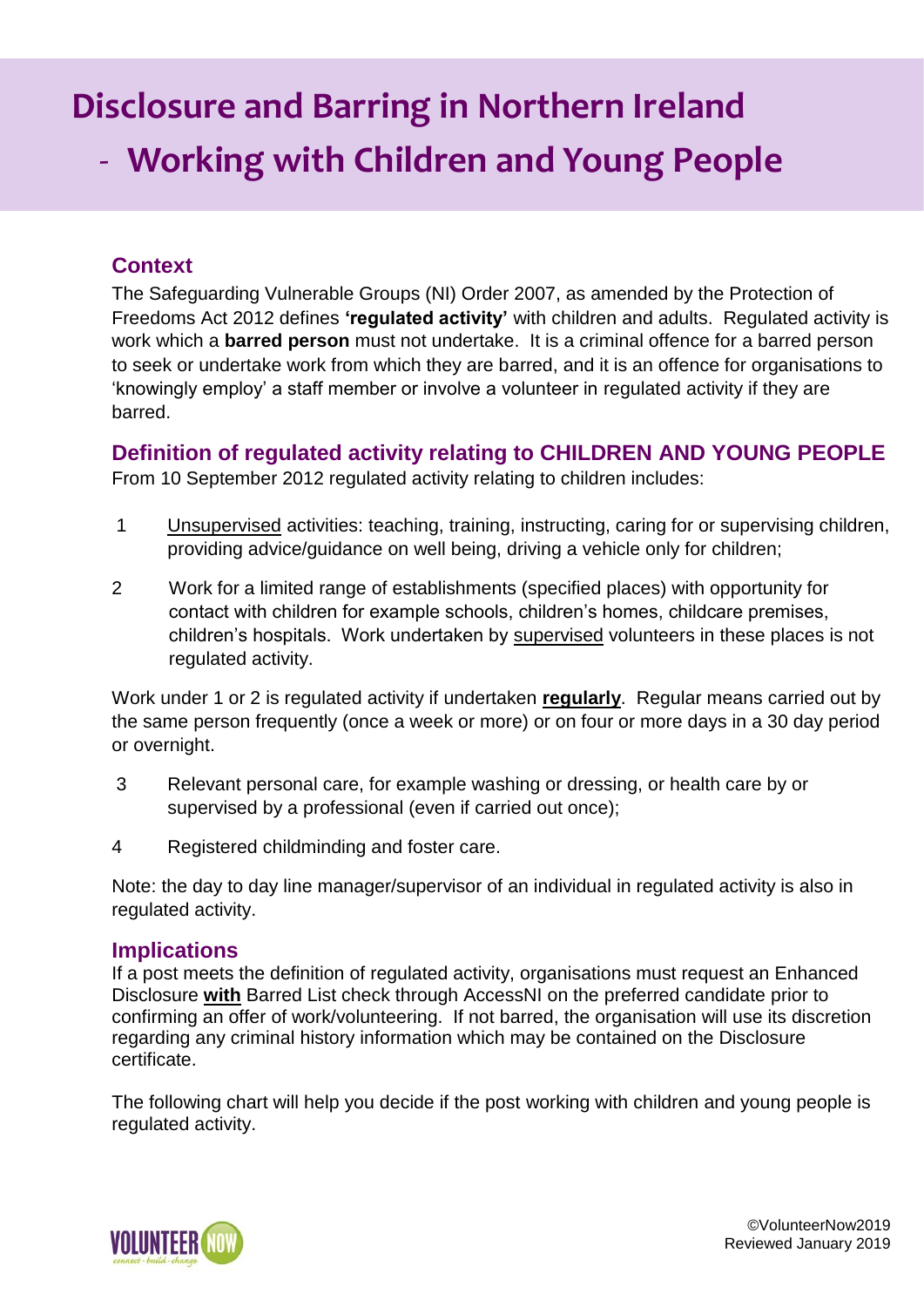# Disclosure and Barring in Northern Ireland

## - Working with Children and Young People

### Context

The Safeguarding Vulnerable Groups (NI) Order 2007, as amended by the Protection of Freedoms Act 2012 defines **'regulated activity'** with children and adults. Regulated activity is work which a **barred person** must not undertake. It is a criminal offence for a barred person to seek or undertake work from which they are barred, and it is an offence for organisations to 'knowingly employ' a staff member or involve a volunteer in regulated activity if they are barred.

### Definition of regulated activity relating to CHILDREN AND YOUNG PEOPLE

From 10 September 2012 regulated activity relating to children includes:

1. Unsupervised activities: teaching, training, instructing, caring for or supervising children, providing advice/guidance on well being, driving a vehicle only for children;
2. Work for a limited range of establishments (specified places) with opportunity for contact with children for example schools, children's homes, childcare premises, children's hospitals. Work undertaken by supervised volunteers in these places is not regulated activity.

Work under 1 or 2 is regulated activity if undertaken **regularly**. Regular means carried out by the same person frequently (once a week or more) or on four or more days in a 30 day period or overnight.

3. Relevant personal care, for example washing or dressing, or health care by or supervised by a professional (even if carried out once);
4. Registered childminding and foster care.

Note: the day to day line manager/supervisor of an individual in regulated activity is also in regulated activity.

### Implications

If a post meets the definition of regulated activity, organisations must request an Enhanced Disclosure **with** Barred List check through AccessNI on the preferred candidate prior to confirming an offer of work/volunteering. If not barred, the organisation will use its discretion regarding any criminal history information which may be contained on the Disclosure certificate.

The following chart will help you decide if the post working with children and young people is regulated activity.

©VolunteerNow2019
Reviewed January 2019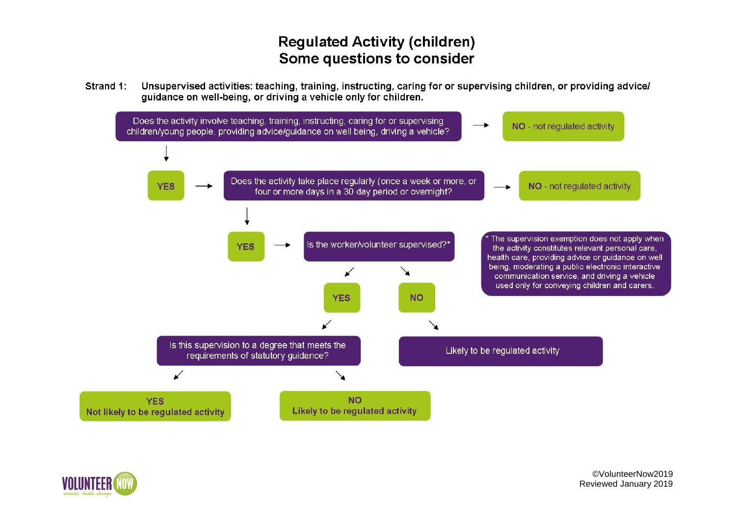# Regulated Activity (children)
## Some questions to consider

**Strand 1:** **Unsupervised activities: teaching, training, instructing, caring for or supervising children, or providing advice/ guidance on well-being, or driving a vehicle only for children.**

Does the activity involve teaching, training, instructing, caring for or supervising children/young people, providing advice/guidance on well being, driving a vehicle?

→ **NO** - not regulated activity

↓

**YES** → Does the activity take place regularly (once a week or more, or four or more days in a 30 day period or overnight?

→ **NO** - not regulated activity

↓

**YES** → Is the worker/volunteer supervised?*

- **YES** → Is this supervision to a degree that meets the requirements of statutory guidance?
  - **YES** Not likely to be regulated activity
  - **NO** Likely to be regulated activity
- **NO** → Likely to be regulated activity

* The supervision exemption does not apply when the activity constitutes relevant personal care, health care, providing advice or guidance on well being, moderating a public electronic interactive communication service, and driving a vehicle used only for conveying children and carers.

VOLUNTEER NOW
connect · build · change

©VolunteerNow2019
Reviewed January 2019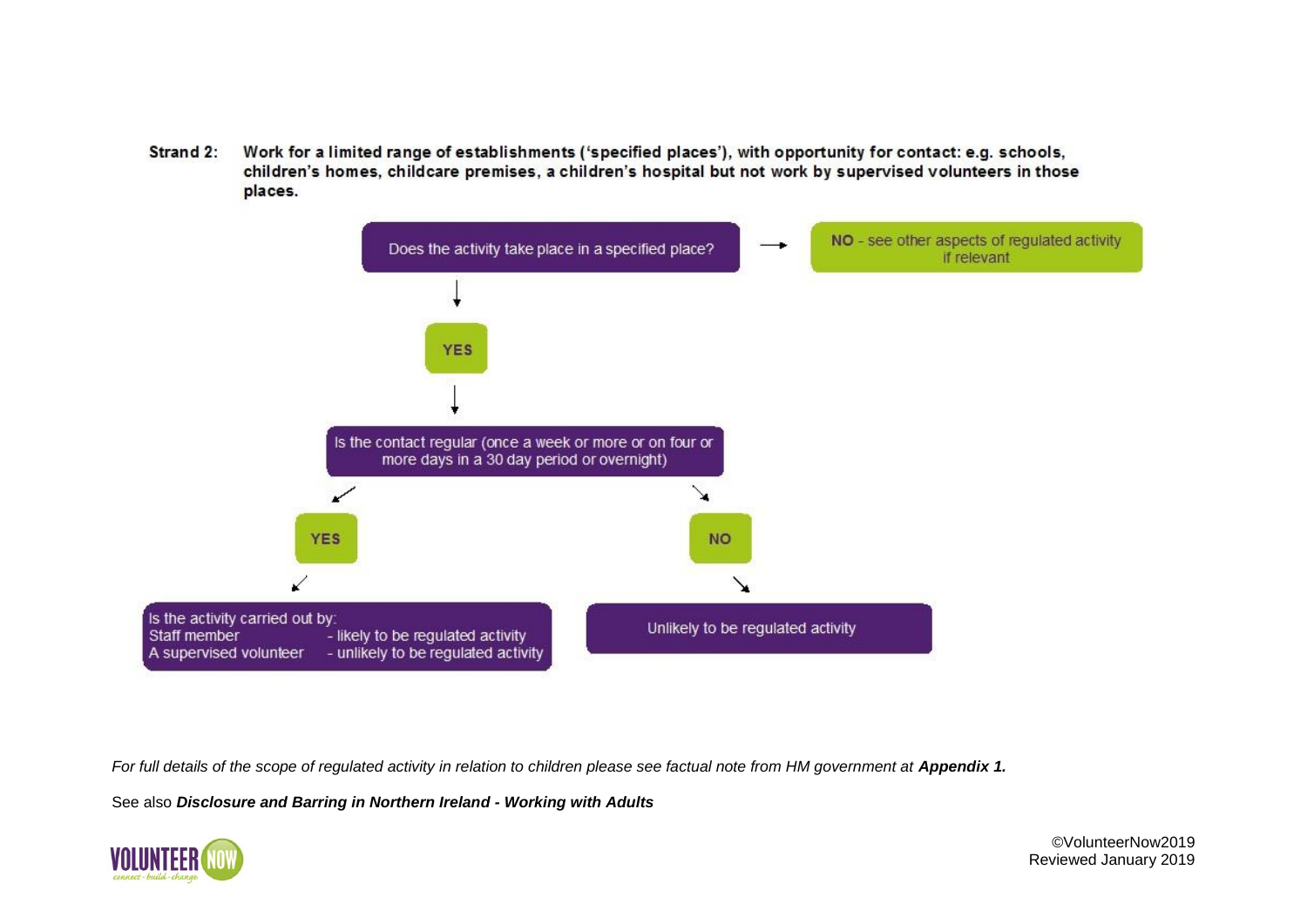**Strand 2: Work for a limited range of establishments ('specified places'), with opportunity for contact: e.g. schools, children's homes, childcare premises, a children's hospital but not work by supervised volunteers in those places.**

Does the activity take place in a specified place?

- **NO** - see other aspects of regulated activity if relevant
- **YES** → Is the contact regular (once a week or more or on four or more days in a 30 day period or overnight)
  - **YES** → Is the activity carried out by:
    - Staff member - likely to be regulated activity
    - A supervised volunteer - unlikely to be regulated activity
  - **NO** → Unlikely to be regulated activity

*For full details of the scope of regulated activity in relation to children please see factual note from HM government at* ***Appendix 1.***

See also ***Disclosure and Barring in Northern Ireland - Working with Adults***

©VolunteerNow2019
Reviewed January 2019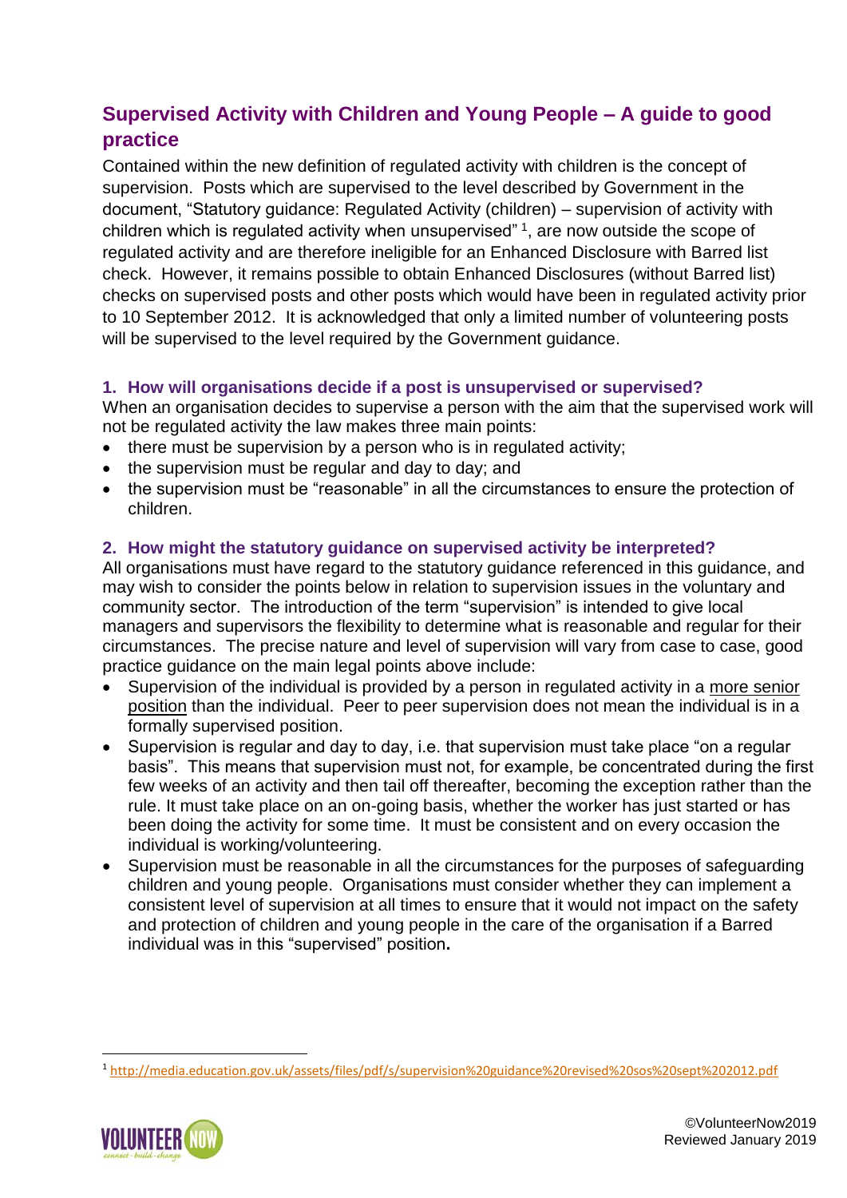## Supervised Activity with Children and Young People – A guide to good practice

Contained within the new definition of regulated activity with children is the concept of supervision. Posts which are supervised to the level described by Government in the document, "Statutory guidance: Regulated Activity (children) – supervision of activity with children which is regulated activity when unsupervised" [1], are now outside the scope of regulated activity and are therefore ineligible for an Enhanced Disclosure with Barred list check. However, it remains possible to obtain Enhanced Disclosures (without Barred list) checks on supervised posts and other posts which would have been in regulated activity prior to 10 September 2012. It is acknowledged that only a limited number of volunteering posts will be supervised to the level required by the Government guidance.

### 1. How will organisations decide if a post is unsupervised or supervised?

When an organisation decides to supervise a person with the aim that the supervised work will not be regulated activity the law makes three main points:

- there must be supervision by a person who is in regulated activity;
- the supervision must be regular and day to day; and
- the supervision must be "reasonable" in all the circumstances to ensure the protection of children.

### 2. How might the statutory guidance on supervised activity be interpreted?

All organisations must have regard to the statutory guidance referenced in this guidance, and may wish to consider the points below in relation to supervision issues in the voluntary and community sector. The introduction of the term "supervision" is intended to give local managers and supervisors the flexibility to determine what is reasonable and regular for their circumstances. The precise nature and level of supervision will vary from case to case, good practice guidance on the main legal points above include:

- Supervision of the individual is provided by a person in regulated activity in a more senior position than the individual. Peer to peer supervision does not mean the individual is in a formally supervised position.
- Supervision is regular and day to day, i.e. that supervision must take place "on a regular basis". This means that supervision must not, for example, be concentrated during the first few weeks of an activity and then tail off thereafter, becoming the exception rather than the rule. It must take place on an on-going basis, whether the worker has just started or has been doing the activity for some time. It must be consistent and on every occasion the individual is working/volunteering.
- Supervision must be reasonable in all the circumstances for the purposes of safeguarding children and young people. Organisations must consider whether they can implement a consistent level of supervision at all times to ensure that it would not impact on the safety and protection of children and young people in the care of the organisation if a Barred individual was in this "supervised" position**.**

[1] http://media.education.gov.uk/assets/files/pdf/s/supervision%20guidance%20revised%20sos%20sept%202012.pdf

©VolunteerNow2019
Reviewed January 2019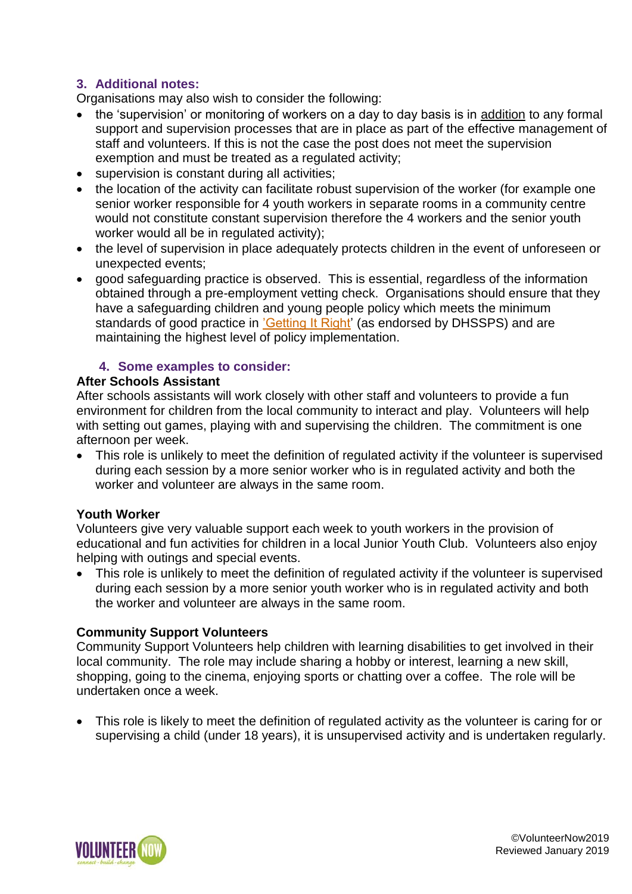### 3. Additional notes:

Organisations may also wish to consider the following:

- the 'supervision' or monitoring of workers on a day to day basis is in addition to any formal support and supervision processes that are in place as part of the effective management of staff and volunteers. If this is not the case the post does not meet the supervision exemption and must be treated as a regulated activity;
- supervision is constant during all activities;
- the location of the activity can facilitate robust supervision of the worker (for example one senior worker responsible for 4 youth workers in separate rooms in a community centre would not constitute constant supervision therefore the 4 workers and the senior youth worker would all be in regulated activity);
- the level of supervision in place adequately protects children in the event of unforeseen or unexpected events;
- good safeguarding practice is observed. This is essential, regardless of the information obtained through a pre-employment vetting check. Organisations should ensure that they have a safeguarding children and young people policy which meets the minimum standards of good practice in 'Getting It Right' (as endorsed by DHSSPS) and are maintaining the highest level of policy implementation.

### 4. Some examples to consider:

**After Schools Assistant**

After schools assistants will work closely with other staff and volunteers to provide a fun environment for children from the local community to interact and play. Volunteers will help with setting out games, playing with and supervising the children. The commitment is one afternoon per week.

- This role is unlikely to meet the definition of regulated activity if the volunteer is supervised during each session by a more senior worker who is in regulated activity and both the worker and volunteer are always in the same room.

**Youth Worker**

Volunteers give very valuable support each week to youth workers in the provision of educational and fun activities for children in a local Junior Youth Club. Volunteers also enjoy helping with outings and special events.

- This role is unlikely to meet the definition of regulated activity if the volunteer is supervised during each session by a more senior youth worker who is in regulated activity and both the worker and volunteer are always in the same room.

**Community Support Volunteers**

Community Support Volunteers help children with learning disabilities to get involved in their local community. The role may include sharing a hobby or interest, learning a new skill, shopping, going to the cinema, enjoying sports or chatting over a coffee. The role will be undertaken once a week.

- This role is likely to meet the definition of regulated activity as the volunteer is caring for or supervising a child (under 18 years), it is unsupervised activity and is undertaken regularly.

©VolunteerNow2019
Reviewed January 2019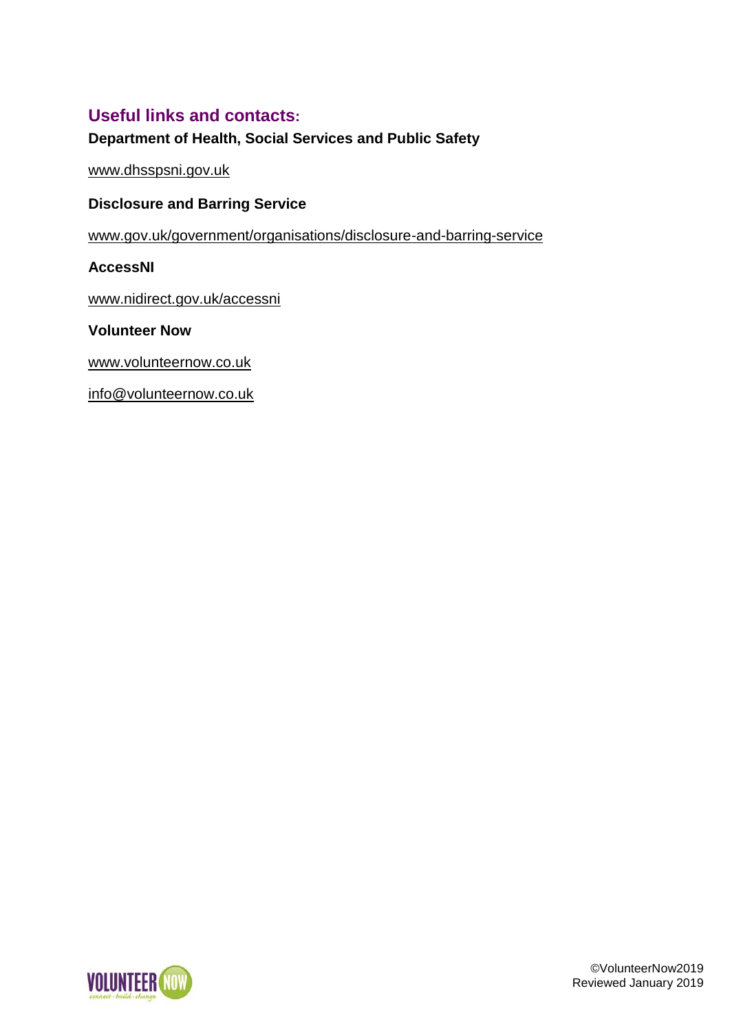## Useful links and contacts:

**Department of Health, Social Services and Public Safety**

www.dhsspsni.gov.uk

**Disclosure and Barring Service**

www.gov.uk/government/organisations/disclosure-and-barring-service

**AccessNI**

www.nidirect.gov.uk/accessni

**Volunteer Now**

www.volunteernow.co.uk

info@volunteernow.co.uk

©VolunteerNow2019
Reviewed January 2019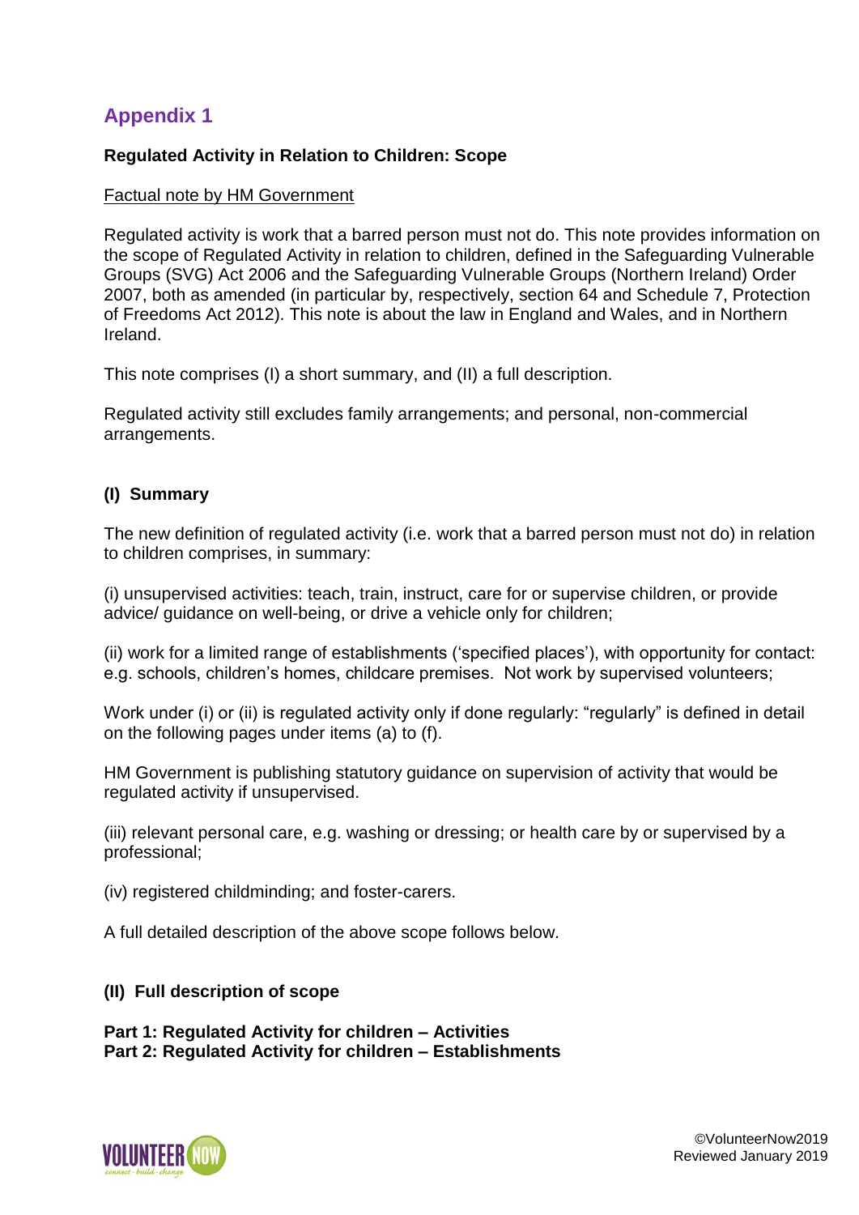## Appendix 1

**Regulated Activity in Relation to Children: Scope**

Factual note by HM Government

Regulated activity is work that a barred person must not do. This note provides information on the scope of Regulated Activity in relation to children, defined in the Safeguarding Vulnerable Groups (SVG) Act 2006 and the Safeguarding Vulnerable Groups (Northern Ireland) Order 2007, both as amended (in particular by, respectively, section 64 and Schedule 7, Protection of Freedoms Act 2012). This note is about the law in England and Wales, and in Northern Ireland.

This note comprises (I) a short summary, and (II) a full description.

Regulated activity still excludes family arrangements; and personal, non-commercial arrangements.

### (I) Summary

The new definition of regulated activity (i.e. work that a barred person must not do) in relation to children comprises, in summary:

(i) unsupervised activities: teach, train, instruct, care for or supervise children, or provide advice/ guidance on well-being, or drive a vehicle only for children;

(ii) work for a limited range of establishments ('specified places'), with opportunity for contact: e.g. schools, children's homes, childcare premises. Not work by supervised volunteers;

Work under (i) or (ii) is regulated activity only if done regularly: "regularly" is defined in detail on the following pages under items (a) to (f).

HM Government is publishing statutory guidance on supervision of activity that would be regulated activity if unsupervised.

(iii) relevant personal care, e.g. washing or dressing; or health care by or supervised by a professional;

(iv) registered childminding; and foster-carers.

A full detailed description of the above scope follows below.

### (II) Full description of scope

**Part 1: Regulated Activity for children – Activities**
**Part 2: Regulated Activity for children – Establishments**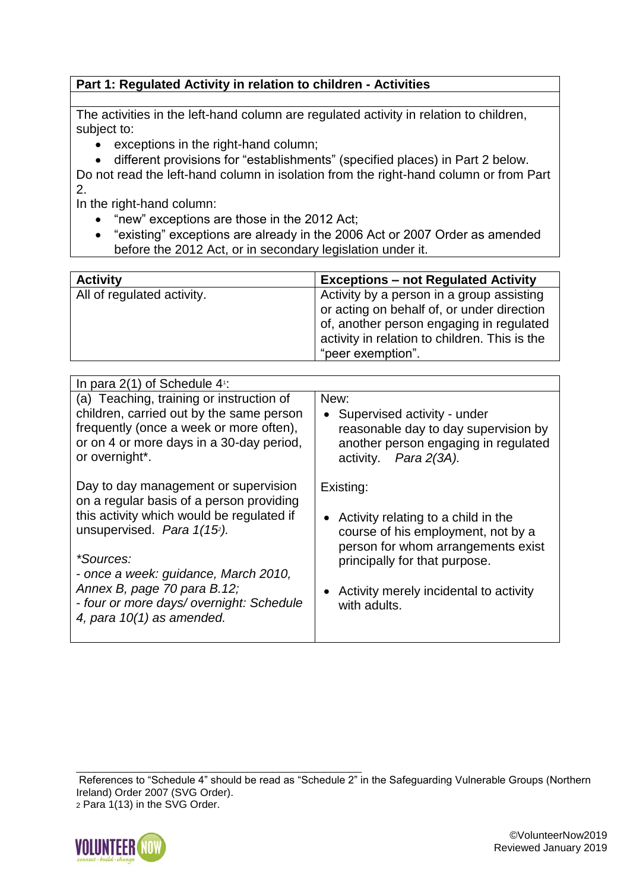**Part 1: Regulated Activity in relation to children - Activities**

The activities in the left-hand column are regulated activity in relation to children, subject to:

- exceptions in the right-hand column;
- different provisions for "establishments" (specified places) in Part 2 below.

Do not read the left-hand column in isolation from the right-hand column or from Part 2.

In the right-hand column:

- "new" exceptions are those in the 2012 Act;
- "existing" exceptions are already in the 2006 Act or 2007 Order as amended before the 2012 Act, or in secondary legislation under it.

| Activity | Exceptions – not Regulated Activity |
|---|---|
| All of regulated activity. | Activity by a person in a group assisting or acting on behalf of, or under direction of, another person engaging in regulated activity in relation to children. This is the "peer exemption". |

| In para 2(1) of Schedule 4[1]: | |
|---|---|
| (a) Teaching, training or instruction of children, carried out by the same person frequently (once a week or more often), or on 4 or more days in a 30-day period, or overnight*.<br><br>Day to day management or supervision on a regular basis of a person providing this activity which would be regulated if unsupervised. *Para 1(15[2]).*<br><br>*\*Sources:*<br>*- once a week: guidance, March 2010, Annex B, page 70 para B.12;*<br>*- four or more days/ overnight: Schedule 4, para 10(1) as amended.* | New:<br>• Supervised activity - under reasonable day to day supervision by another person engaging in regulated activity. *Para 2(3A).*<br><br>Existing:<br>• Activity relating to a child in the course of his employment, not by a person for whom arrangements exist principally for that purpose.<br>• Activity merely incidental to activity with adults. |

---

[1] References to "Schedule 4" should be read as "Schedule 2" in the Safeguarding Vulnerable Groups (Northern Ireland) Order 2007 (SVG Order).

[2] Para 1(13) in the SVG Order.

©VolunteerNow2019
Reviewed January 2019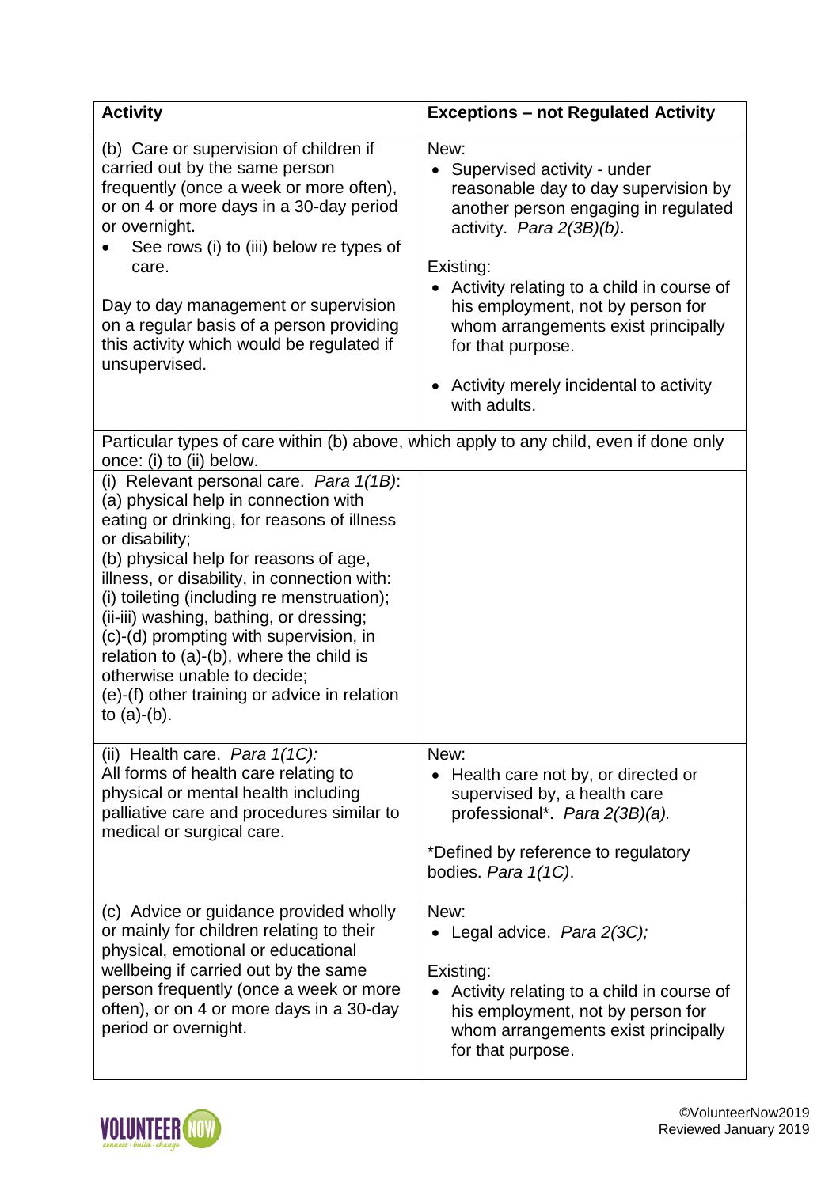| **Activity** | **Exceptions – not Regulated Activity** |
|---|---|
| (b) Care or supervision of children if carried out by the same person frequently (once a week or more often), or on 4 or more days in a 30-day period or overnight.<br>• See rows (i) to (iii) below re types of care.<br><br>Day to day management or supervision on a regular basis of a person providing this activity which would be regulated if unsupervised. | New:<br>• Supervised activity - under reasonable day to day supervision by another person engaging in regulated activity. *Para 2(3B)(b)*.<br><br>Existing:<br>• Activity relating to a child in course of his employment, not by person for whom arrangements exist principally for that purpose.<br><br>• Activity merely incidental to activity with adults. |
| Particular types of care within (b) above, which apply to any child, even if done only once: (i) to (ii) below. | |
| (i) Relevant personal care. *Para 1(1B)*:<br>(a) physical help in connection with eating or drinking, for reasons of illness or disability;<br>(b) physical help for reasons of age, illness, or disability, in connection with:<br>(i) toileting (including re menstruation);<br>(ii-iii) washing, bathing, or dressing;<br>(c)-(d) prompting with supervision, in relation to (a)-(b), where the child is otherwise unable to decide;<br>(e)-(f) other training or advice in relation to (a)-(b). | |
| (ii) Health care. *Para 1(1C):*<br>All forms of health care relating to physical or mental health including palliative care and procedures similar to medical or surgical care. | New:<br>• Health care not by, or directed or supervised by, a health care professional*. *Para 2(3B)(a).*<br><br>*Defined by reference to regulatory bodies. *Para 1(1C)*. |
| (c) Advice or guidance provided wholly or mainly for children relating to their physical, emotional or educational wellbeing if carried out by the same person frequently (once a week or more often), or on 4 or more days in a 30-day period or overnight. | New:<br>• Legal advice. *Para 2(3C);*<br><br>Existing:<br>• Activity relating to a child in course of his employment, not by person for whom arrangements exist principally for that purpose. |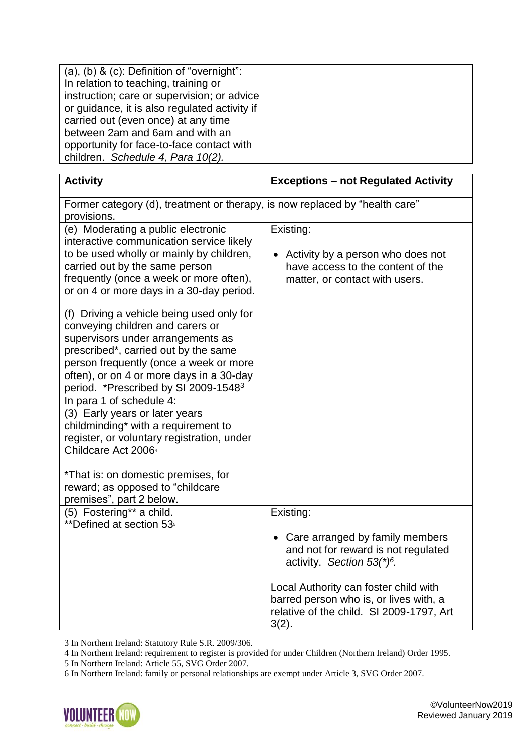| (a), (b) & (c): Definition of "overnight": In relation to teaching, training or instruction; care or supervision; or advice or guidance, it is also regulated activity if carried out (even once) at any time between 2am and 6am and with an opportunity for face-to-face contact with children. *Schedule 4, Para 10(2).* | |
|---|---|

| **Activity** | **Exceptions – not Regulated Activity** |
|---|---|
| Former category (d), treatment or therapy, is now replaced by "health care" provisions. | |
| (e) Moderating a public electronic interactive communication service likely to be used wholly or mainly by children, carried out by the same person frequently (once a week or more often), or on 4 or more days in a 30-day period. | Existing:<br><br>• Activity by a person who does not have access to the content of the matter, or contact with users. |
| (f) Driving a vehicle being used only for conveying children and carers or supervisors under arrangements as prescribed*, carried out by the same person frequently (once a week or more often), or on 4 or more days in a 30-day period. *Prescribed by SI 2009-1548[3] | |
| In para 1 of schedule 4: | |
| (3) Early years or later years childminding* with a requirement to register, or voluntary registration, under Childcare Act 2006[4]<br><br>*That is: on domestic premises, for reward; as opposed to "childcare premises", part 2 below. | |
| (5) Fostering** a child.<br>**Defined at section 53[5] | Existing:<br><br>• Care arranged by family members and not for reward is not regulated activity. *Section 53(*)[6].*<br><br>Local Authority can foster child with barred person who is, or lives with, a relative of the child. SI 2009-1797, Art 3(2). |

3 In Northern Ireland: Statutory Rule S.R. 2009/306.

4 In Northern Ireland: requirement to register is provided for under Children (Northern Ireland) Order 1995.

5 In Northern Ireland: Article 55, SVG Order 2007.

6 In Northern Ireland: family or personal relationships are exempt under Article 3, SVG Order 2007.

©VolunteerNow2019
Reviewed January 2019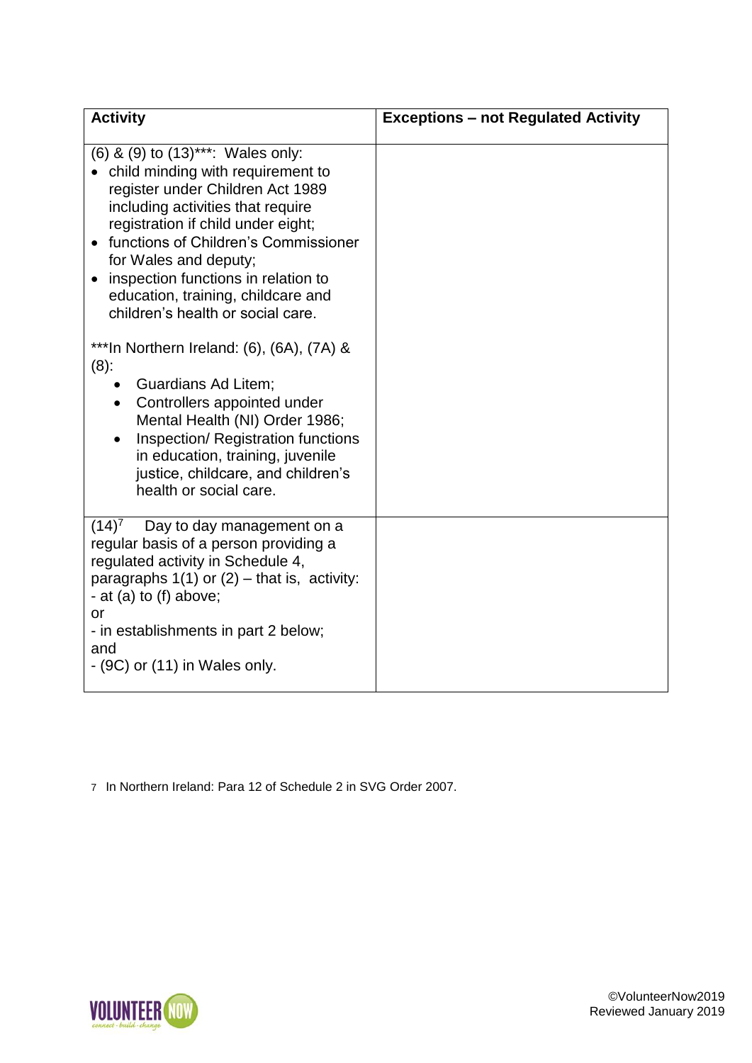| Activity | Exceptions – not Regulated Activity |
| --- | --- |
| (6) & (9) to (13)***: Wales only:<br>• child minding with requirement to register under Children Act 1989 including activities that require registration if child under eight;<br>• functions of Children's Commissioner for Wales and deputy;<br>• inspection functions in relation to education, training, childcare and children's health or social care.<br><br>***In Northern Ireland: (6), (6A), (7A) & (8):<br>• Guardians Ad Litem;<br>• Controllers appointed under Mental Health (NI) Order 1986;<br>• Inspection/ Registration functions in education, training, juvenile justice, childcare, and children's health or social care. | |
| (14)[7] Day to day management on a regular basis of a person providing a regulated activity in Schedule 4, paragraphs 1(1) or (2) – that is, activity:<br>- at (a) to (f) above;<br>or<br>- in establishments in part 2 below;<br>and<br>- (9C) or (11) in Wales only. | |

7 In Northern Ireland: Para 12 of Schedule 2 in SVG Order 2007.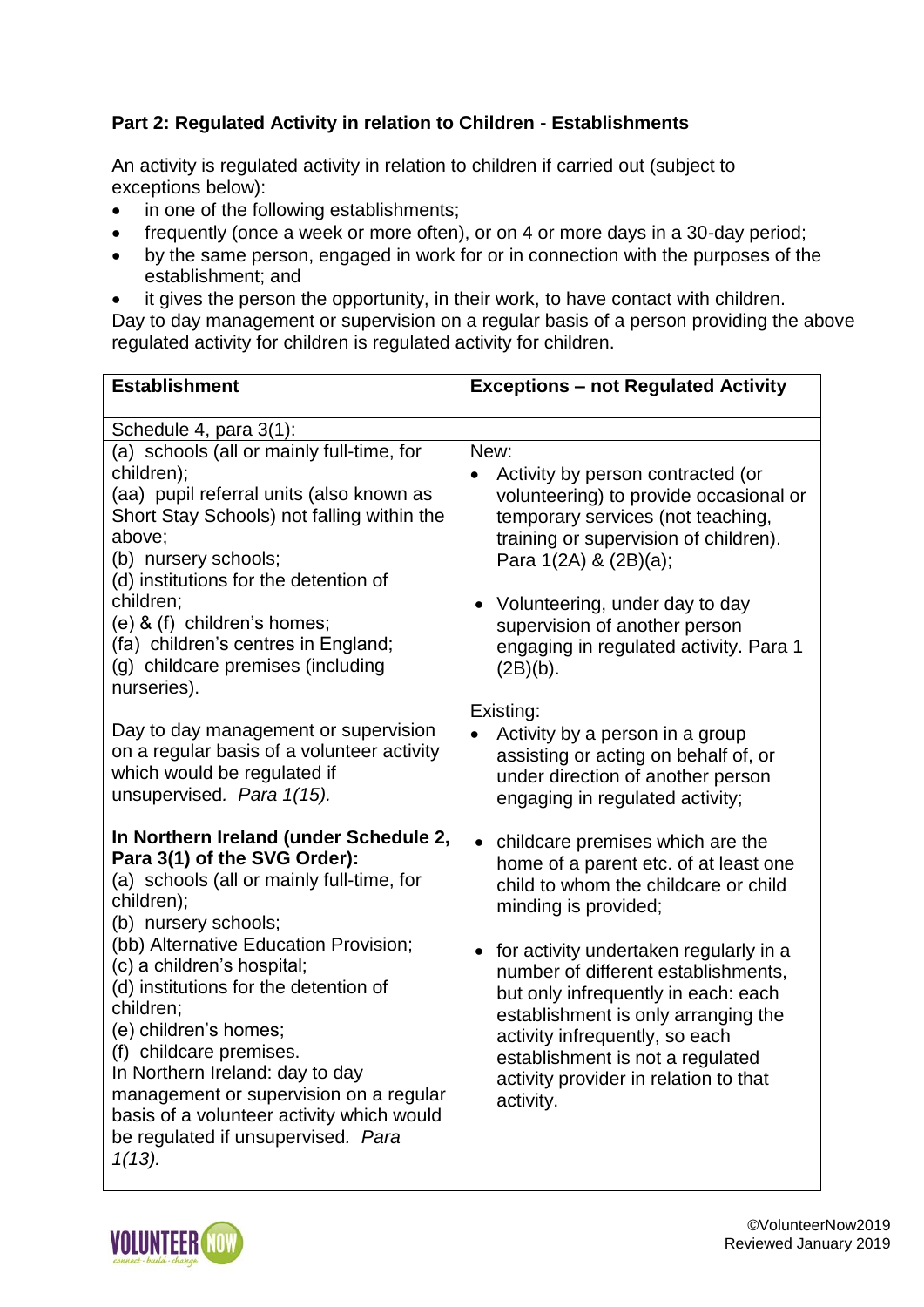**Part 2: Regulated Activity in relation to Children - Establishments**

An activity is regulated activity in relation to children if carried out (subject to exceptions below):

- in one of the following establishments;
- frequently (once a week or more often), or on 4 or more days in a 30-day period;
- by the same person, engaged in work for or in connection with the purposes of the establishment; and
- it gives the person the opportunity, in their work, to have contact with children.

Day to day management or supervision on a regular basis of a person providing the above regulated activity for children is regulated activity for children.

| Establishment | Exceptions – not Regulated Activity |
|---|---|
| Schedule 4, para 3(1): | |
| (a) schools (all or mainly full-time, for children);<br>(aa) pupil referral units (also known as Short Stay Schools) not falling within the above;<br>(b) nursery schools;<br>(d) institutions for the detention of children;<br>(e) & (f) children's homes;<br>(fa) children's centres in England;<br>(g) childcare premises (including nurseries).<br><br>Day to day management or supervision on a regular basis of a volunteer activity which would be regulated if unsupervised. *Para 1(15).*<br><br>**In Northern Ireland (under Schedule 2, Para 3(1) of the SVG Order):**<br>(a) schools (all or mainly full-time, for children);<br>(b) nursery schools;<br>(bb) Alternative Education Provision;<br>(c) a children's hospital;<br>(d) institutions for the detention of children;<br>(e) children's homes;<br>(f) childcare premises.<br>In Northern Ireland: day to day management or supervision on a regular basis of a volunteer activity which would be regulated if unsupervised. *Para 1(13).* | New:<br>• Activity by person contracted (or volunteering) to provide occasional or temporary services (not teaching, training or supervision of children). Para 1(2A) & (2B)(a);<br>• Volunteering, under day to day supervision of another person engaging in regulated activity. Para 1 (2B)(b).<br><br>Existing:<br>• Activity by a person in a group assisting or acting on behalf of, or under direction of another person engaging in regulated activity;<br>• childcare premises which are the home of a parent etc. of at least one child to whom the childcare or child minding is provided;<br>• for activity undertaken regularly in a number of different establishments, but only infrequently in each: each establishment is only arranging the activity infrequently, so each establishment is not a regulated activity provider in relation to that activity. |

©VolunteerNow2019
Reviewed January 2019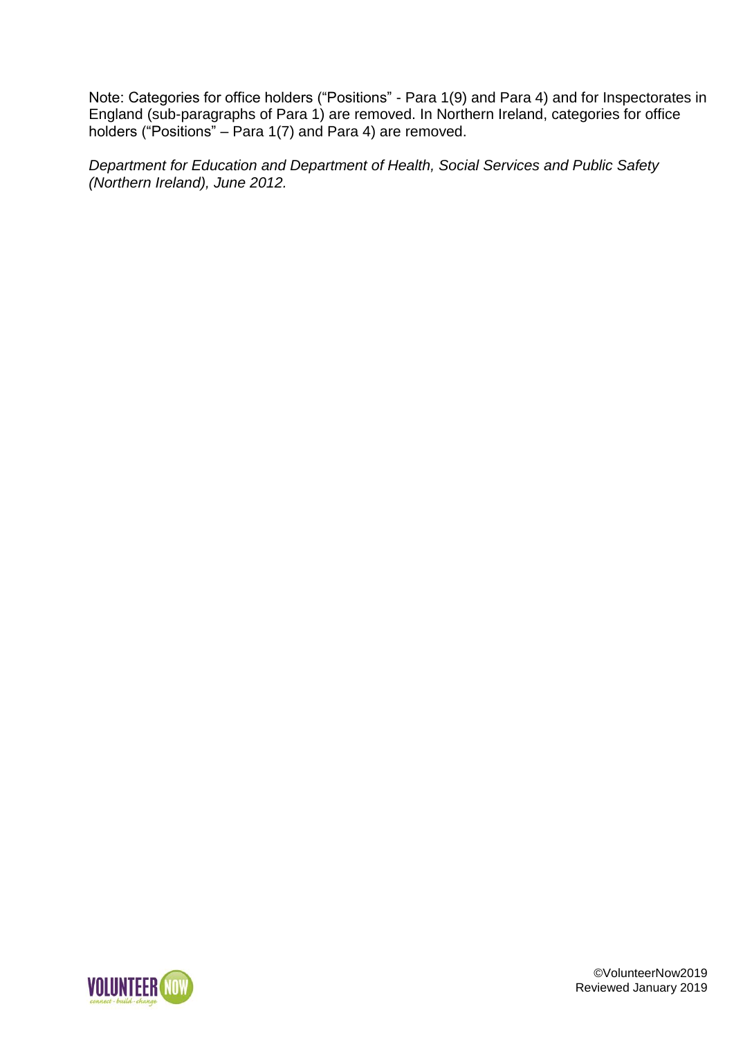Note: Categories for office holders ("Positions" - Para 1(9) and Para 4) and for Inspectorates in England (sub-paragraphs of Para 1) are removed. In Northern Ireland, categories for office holders ("Positions" – Para 1(7) and Para 4) are removed.

*Department for Education and Department of Health, Social Services and Public Safety (Northern Ireland), June 2012.*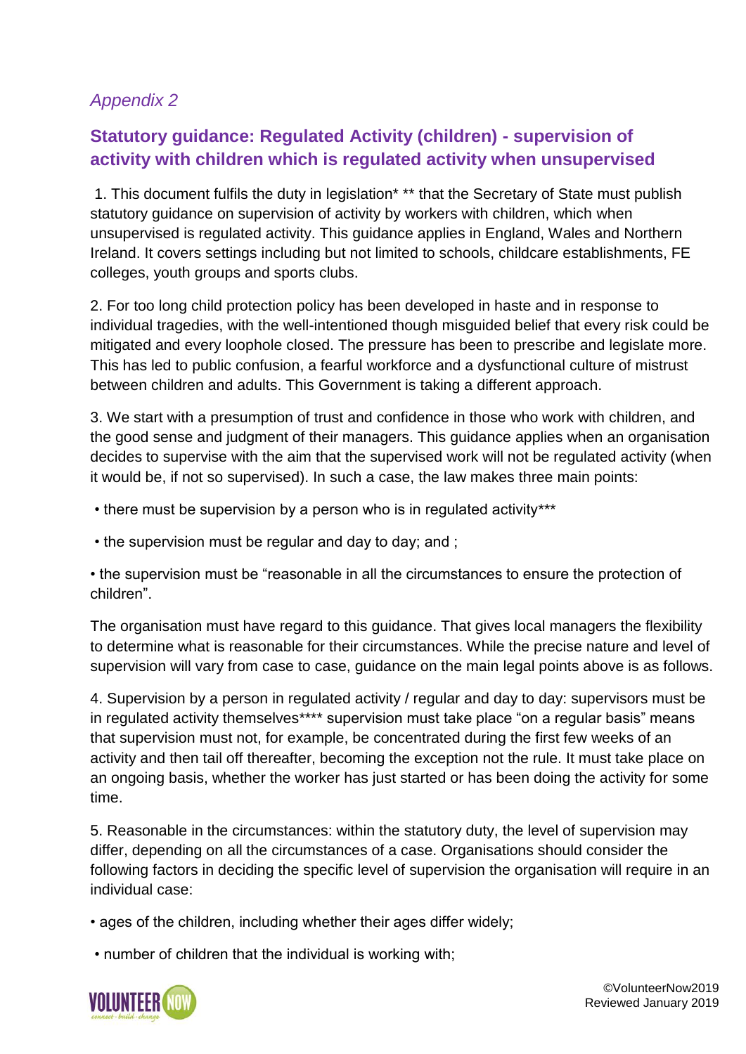*Appendix 2*

## Statutory guidance: Regulated Activity (children) - supervision of activity with children which is regulated activity when unsupervised

1. This document fulfils the duty in legislation* ** that the Secretary of State must publish statutory guidance on supervision of activity by workers with children, which when unsupervised is regulated activity. This guidance applies in England, Wales and Northern Ireland. It covers settings including but not limited to schools, childcare establishments, FE colleges, youth groups and sports clubs.

2. For too long child protection policy has been developed in haste and in response to individual tragedies, with the well-intentioned though misguided belief that every risk could be mitigated and every loophole closed. The pressure has been to prescribe and legislate more. This has led to public confusion, a fearful workforce and a dysfunctional culture of mistrust between children and adults. This Government is taking a different approach.

3. We start with a presumption of trust and confidence in those who work with children, and the good sense and judgment of their managers. This guidance applies when an organisation decides to supervise with the aim that the supervised work will not be regulated activity (when it would be, if not so supervised). In such a case, the law makes three main points:

- there must be supervision by a person who is in regulated activity***
- the supervision must be regular and day to day; and ;
- the supervision must be "reasonable in all the circumstances to ensure the protection of children".

The organisation must have regard to this guidance. That gives local managers the flexibility to determine what is reasonable for their circumstances. While the precise nature and level of supervision will vary from case to case, guidance on the main legal points above is as follows.

4. Supervision by a person in regulated activity / regular and day to day: supervisors must be in regulated activity themselves**** supervision must take place "on a regular basis" means that supervision must not, for example, be concentrated during the first few weeks of an activity and then tail off thereafter, becoming the exception not the rule. It must take place on an ongoing basis, whether the worker has just started or has been doing the activity for some time.

5. Reasonable in the circumstances: within the statutory duty, the level of supervision may differ, depending on all the circumstances of a case. Organisations should consider the following factors in deciding the specific level of supervision the organisation will require in an individual case:

- ages of the children, including whether their ages differ widely;
- number of children that the individual is working with;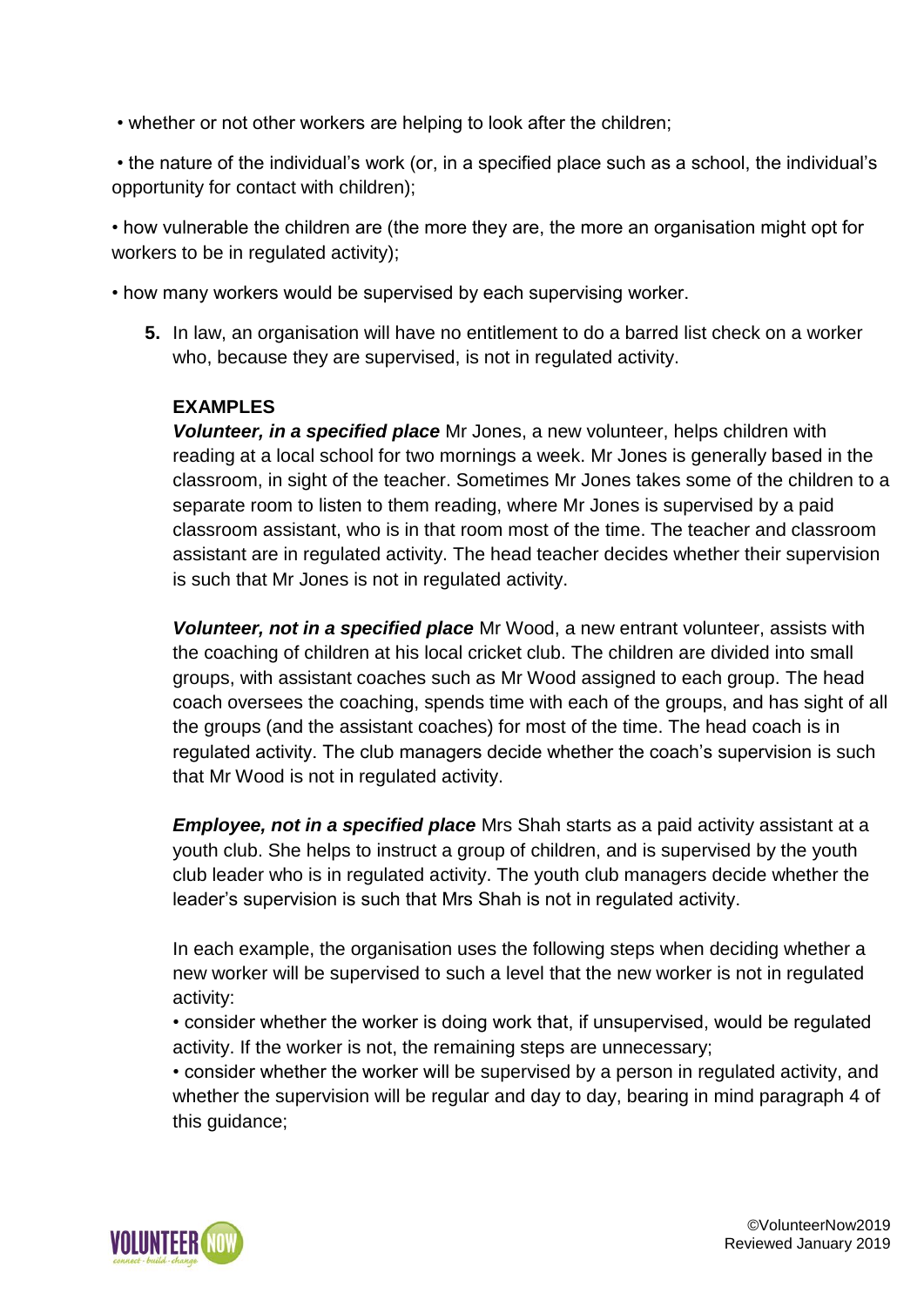- whether or not other workers are helping to look after the children;
- the nature of the individual's work (or, in a specified place such as a school, the individual's opportunity for contact with children);
- how vulnerable the children are (the more they are, the more an organisation might opt for workers to be in regulated activity);
- how many workers would be supervised by each supervising worker.

5. In law, an organisation will have no entitlement to do a barred list check on a worker who, because they are supervised, is not in regulated activity.

**EXAMPLES**

***Volunteer, in a specified place*** Mr Jones, a new volunteer, helps children with reading at a local school for two mornings a week. Mr Jones is generally based in the classroom, in sight of the teacher. Sometimes Mr Jones takes some of the children to a separate room to listen to them reading, where Mr Jones is supervised by a paid classroom assistant, who is in that room most of the time. The teacher and classroom assistant are in regulated activity. The head teacher decides whether their supervision is such that Mr Jones is not in regulated activity.

***Volunteer, not in a specified place*** Mr Wood, a new entrant volunteer, assists with the coaching of children at his local cricket club. The children are divided into small groups, with assistant coaches such as Mr Wood assigned to each group. The head coach oversees the coaching, spends time with each of the groups, and has sight of all the groups (and the assistant coaches) for most of the time. The head coach is in regulated activity. The club managers decide whether the coach's supervision is such that Mr Wood is not in regulated activity.

***Employee, not in a specified place*** Mrs Shah starts as a paid activity assistant at a youth club. She helps to instruct a group of children, and is supervised by the youth club leader who is in regulated activity. The youth club managers decide whether the leader's supervision is such that Mrs Shah is not in regulated activity.

In each example, the organisation uses the following steps when deciding whether a new worker will be supervised to such a level that the new worker is not in regulated activity:

- consider whether the worker is doing work that, if unsupervised, would be regulated activity. If the worker is not, the remaining steps are unnecessary;
- consider whether the worker will be supervised by a person in regulated activity, and whether the supervision will be regular and day to day, bearing in mind paragraph 4 of this guidance;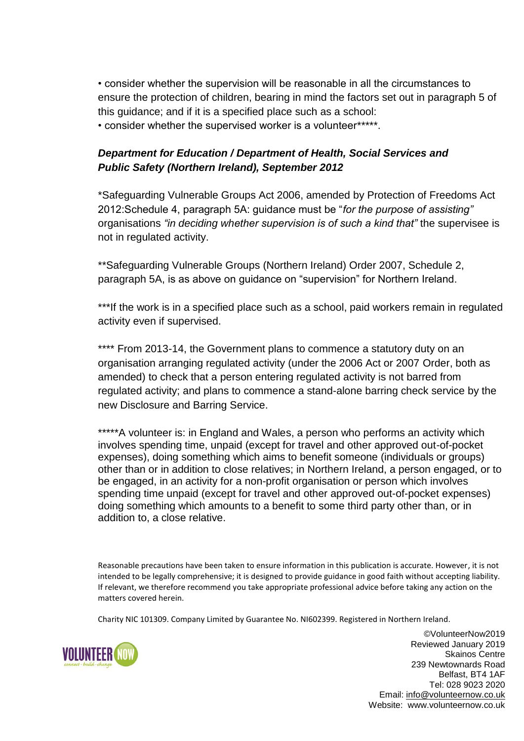- consider whether the supervision will be reasonable in all the circumstances to ensure the protection of children, bearing in mind the factors set out in paragraph 5 of this guidance; and if it is a specified place such as a school:
- consider whether the supervised worker is a volunteer*****.

***Department for Education / Department of Health, Social Services and Public Safety (Northern Ireland), September 2012***

*Safeguarding Vulnerable Groups Act 2006, amended by Protection of Freedoms Act 2012:Schedule 4, paragraph 5A: guidance must be "*for the purpose of assisting"* organisations *"in deciding whether supervision is of such a kind that"* the supervisee is not in regulated activity.

**Safeguarding Vulnerable Groups (Northern Ireland) Order 2007, Schedule 2, paragraph 5A, is as above on guidance on "supervision" for Northern Ireland.

***If the work is in a specified place such as a school, paid workers remain in regulated activity even if supervised.

**** From 2013-14, the Government plans to commence a statutory duty on an organisation arranging regulated activity (under the 2006 Act or 2007 Order, both as amended) to check that a person entering regulated activity is not barred from regulated activity; and plans to commence a stand-alone barring check service by the new Disclosure and Barring Service.

*****A volunteer is: in England and Wales, a person who performs an activity which involves spending time, unpaid (except for travel and other approved out-of-pocket expenses), doing something which aims to benefit someone (individuals or groups) other than or in addition to close relatives; in Northern Ireland, a person engaged, or to be engaged, in an activity for a non-profit organisation or person which involves spending time unpaid (except for travel and other approved out-of-pocket expenses) doing something which amounts to a benefit to some third party other than, or in addition to, a close relative.

Reasonable precautions have been taken to ensure information in this publication is accurate. However, it is not intended to be legally comprehensive; it is designed to provide guidance in good faith without accepting liability. If relevant, we therefore recommend you take appropriate professional advice before taking any action on the matters covered herein.

Charity NIC 101309. Company Limited by Guarantee No. NI602399. Registered in Northern Ireland.

©VolunteerNow2019
Reviewed January 2019
Skainos Centre
239 Newtownards Road
Belfast, BT4 1AF
Tel: 028 9023 2020
Email: info@volunteernow.co.uk
Website: www.volunteernow.co.uk